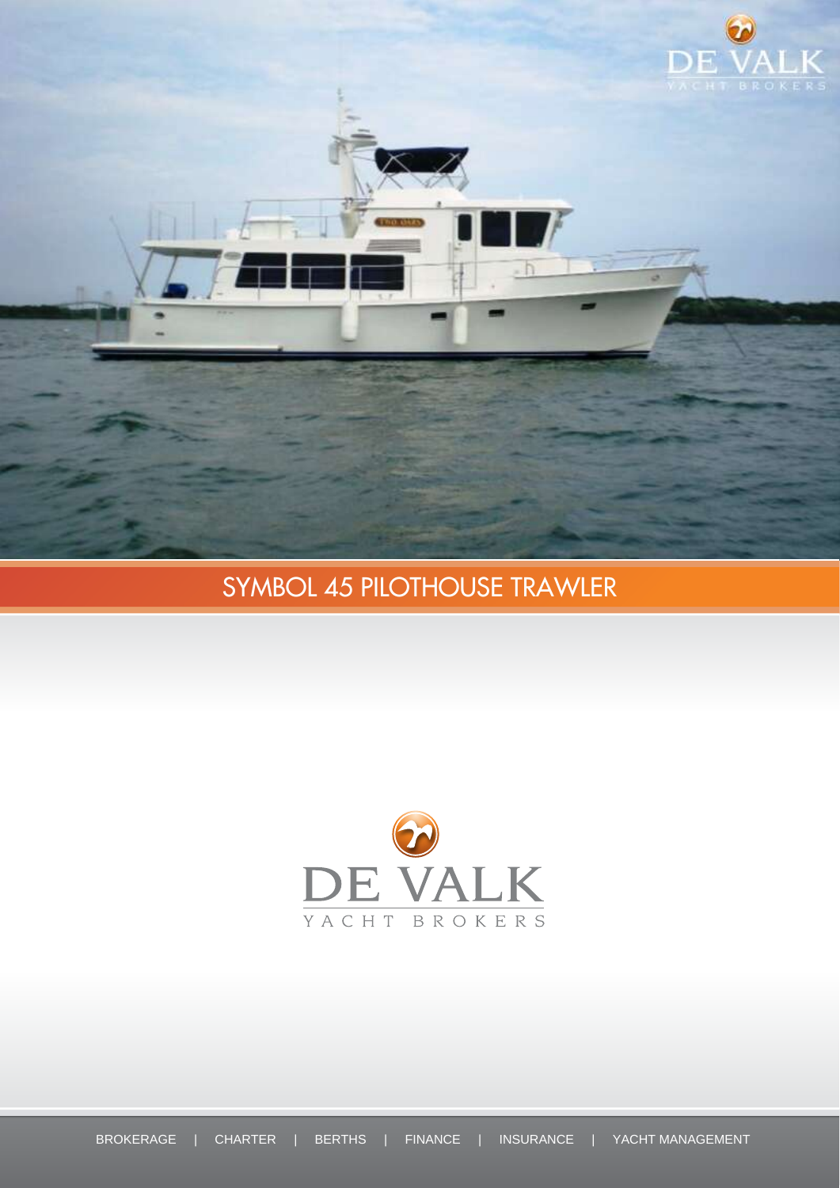# SYMBOL 45 PILOTHOUSE TRAWLER

DE VALK

YACHT BROKERS

BROKERAGE | CHARTER | BERTHS | FINANCE | INSURANCE | YACHT MANAGEMENT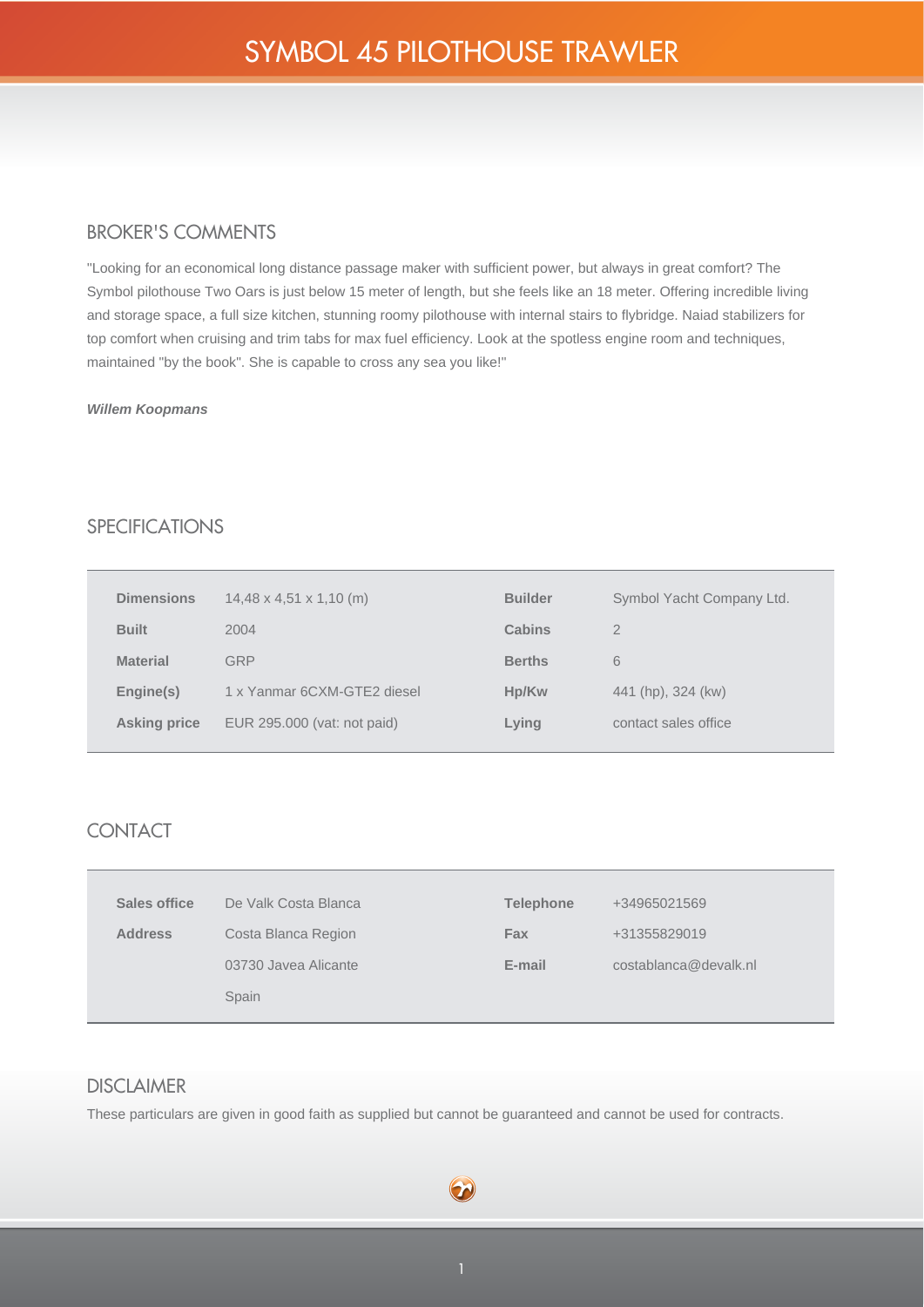# SYMBOL 45 PILOTHOUSE TRAWLER

## BROKER'S COMMENTS

"Looking for an economical long distance passage maker with sufficient power, but always in great comfort? The Symbol pilothouse Two Oars is just below 15 meter of length, but she feels like an 18 meter. Offering incredible living and storage space, a full size kitchen, stunning roomy pilothouse with internal stairs to flybridge. Naiad stabilizers for top comfort when cruising and trim tabs for max fuel efficiency. Look at the spotless engine room and techniques, maintained "by the book". She is capable to cross any sea you like!"

***Willem Koopmans***

## SPECIFICATIONS

| | | | |
|---|---|---|---|
| **Dimensions** | 14,48 x 4,51 x 1,10 (m) | **Builder** | Symbol Yacht Company Ltd. |
| **Built** | 2004 | **Cabins** | 2 |
| **Material** | GRP | **Berths** | 6 |
| **Engine(s)** | 1 x Yanmar 6CXM-GTE2 diesel | **Hp/Kw** | 441 (hp), 324 (kw) |
| **Asking price** | EUR 295.000 (vat: not paid) | **Lying** | contact sales office |

## CONTACT

| | | | |
|---|---|---|---|
| **Sales office** | De Valk Costa Blanca | **Telephone** | +34965021569 |
| **Address** | Costa Blanca Region<br>03730 Javea Alicante<br>Spain | **Fax** | +31355829019 |
| | | **E-mail** | costablanca@devalk.nl |

## DISCLAIMER

These particulars are given in good faith as supplied but cannot be guaranteed and cannot be used for contracts.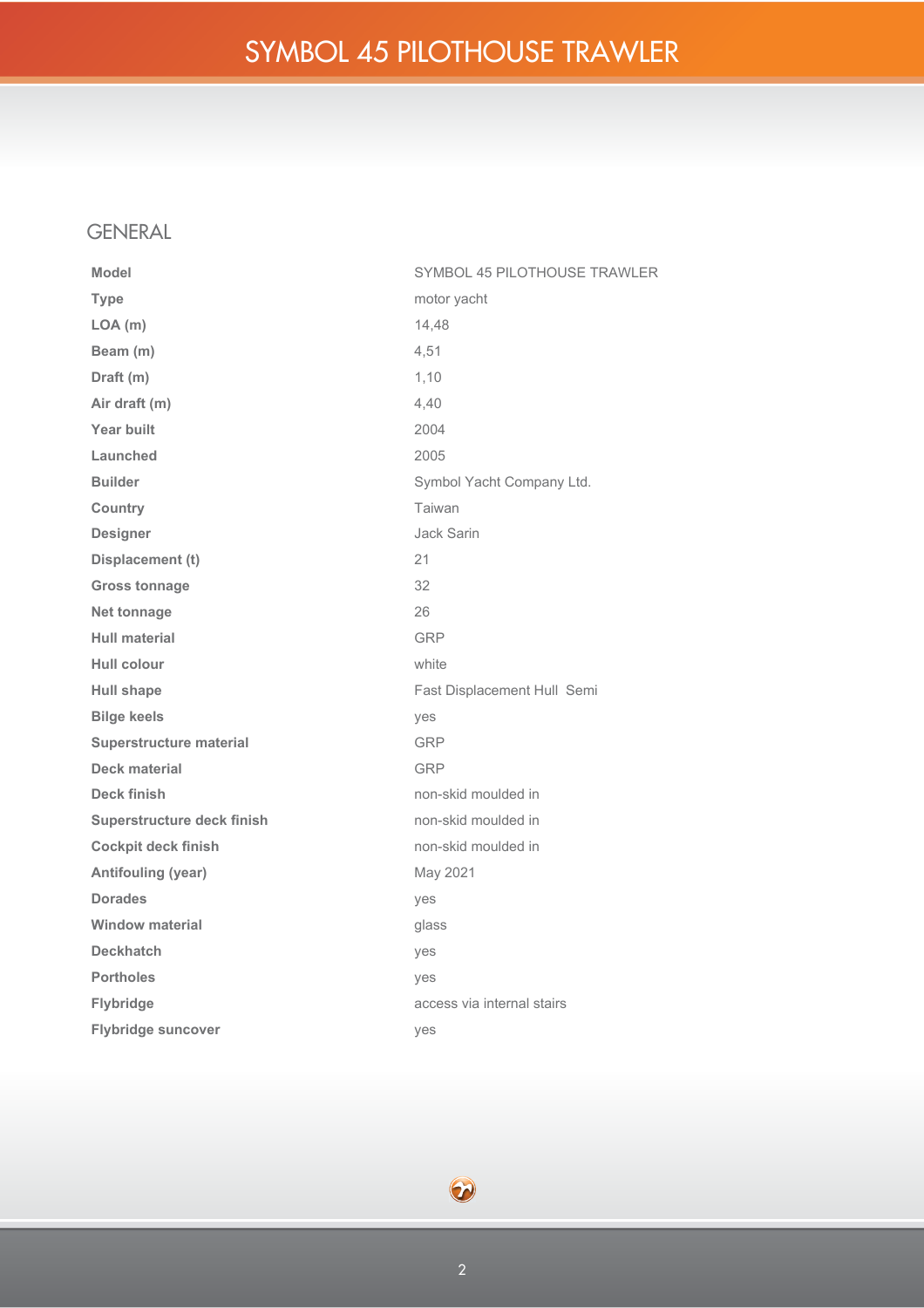# SYMBOL 45 PILOTHOUSE TRAWLER

## GENERAL

| | |
|---|---|
| **Model** | SYMBOL 45 PILOTHOUSE TRAWLER |
| **Type** | motor yacht |
| **LOA (m)** | 14,48 |
| **Beam (m)** | 4,51 |
| **Draft (m)** | 1,10 |
| **Air draft (m)** | 4,40 |
| **Year built** | 2004 |
| **Launched** | 2005 |
| **Builder** | Symbol Yacht Company Ltd. |
| **Country** | Taiwan |
| **Designer** | Jack Sarin |
| **Displacement (t)** | 21 |
| **Gross tonnage** | 32 |
| **Net tonnage** | 26 |
| **Hull material** | GRP |
| **Hull colour** | white |
| **Hull shape** | Fast Displacement Hull Semi |
| **Bilge keels** | yes |
| **Superstructure material** | GRP |
| **Deck material** | GRP |
| **Deck finish** | non-skid moulded in |
| **Superstructure deck finish** | non-skid moulded in |
| **Cockpit deck finish** | non-skid moulded in |
| **Antifouling (year)** | May 2021 |
| **Dorades** | yes |
| **Window material** | glass |
| **Deckhatch** | yes |
| **Portholes** | yes |
| **Flybridge** | access via internal stairs |
| **Flybridge suncover** | yes |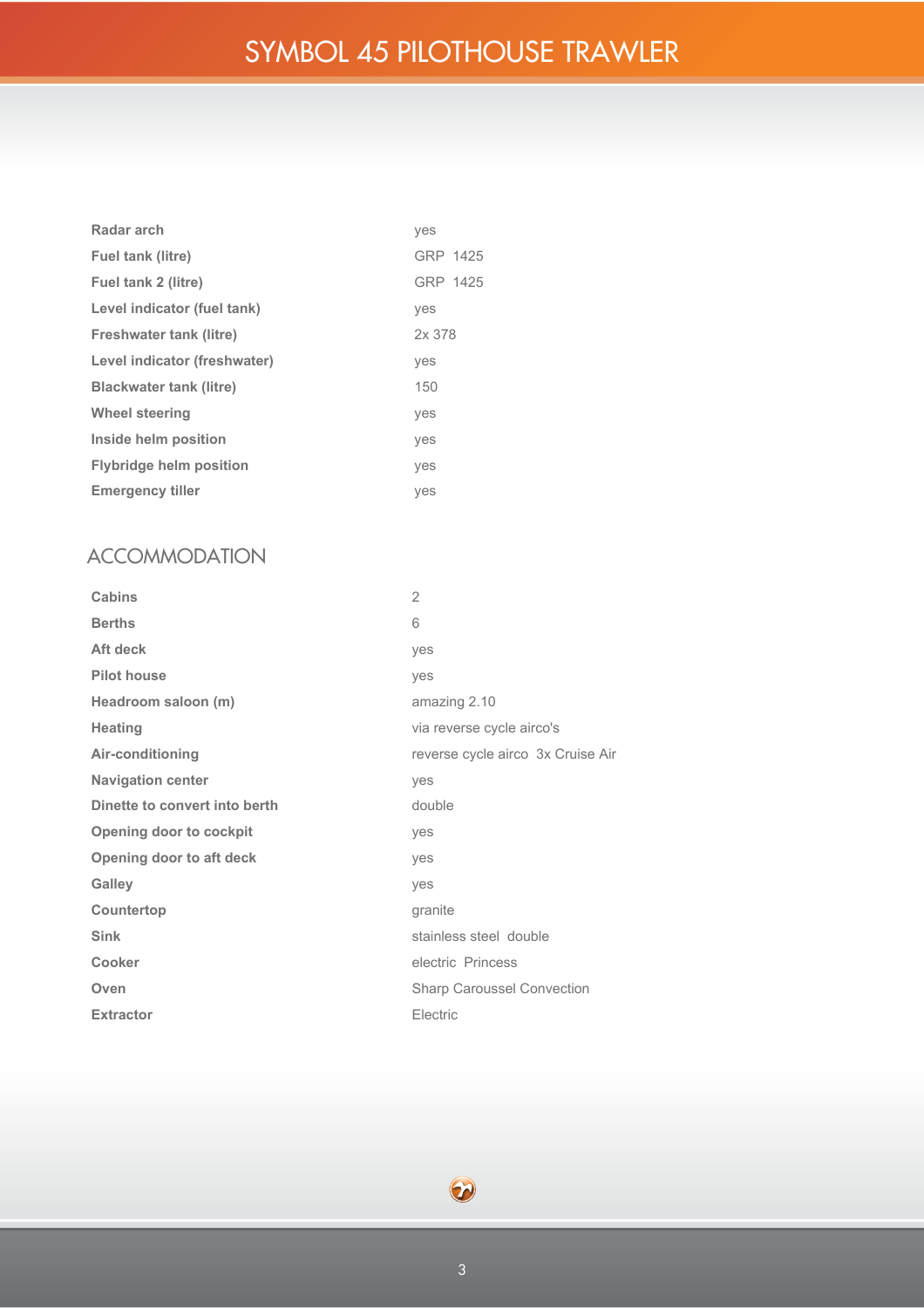# SYMBOL 45 PILOTHOUSE TRAWLER

| | |
|---|---|
| **Radar arch** | yes |
| **Fuel tank (litre)** | GRP 1425 |
| **Fuel tank 2 (litre)** | GRP 1425 |
| **Level indicator (fuel tank)** | yes |
| **Freshwater tank (litre)** | 2x 378 |
| **Level indicator (freshwater)** | yes |
| **Blackwater tank (litre)** | 150 |
| **Wheel steering** | yes |
| **Inside helm position** | yes |
| **Flybridge helm position** | yes |
| **Emergency tiller** | yes |

## ACCOMMODATION

| | |
|---|---|
| **Cabins** | 2 |
| **Berths** | 6 |
| **Aft deck** | yes |
| **Pilot house** | yes |
| **Headroom saloon (m)** | amazing 2.10 |
| **Heating** | via reverse cycle airco's |
| **Air-conditioning** | reverse cycle airco 3x Cruise Air |
| **Navigation center** | yes |
| **Dinette to convert into berth** | double |
| **Opening door to cockpit** | yes |
| **Opening door to aft deck** | yes |
| **Galley** | yes |
| **Countertop** | granite |
| **Sink** | stainless steel double |
| **Cooker** | electric Princess |
| **Oven** | Sharp Caroussel Convection |
| **Extractor** | Electric |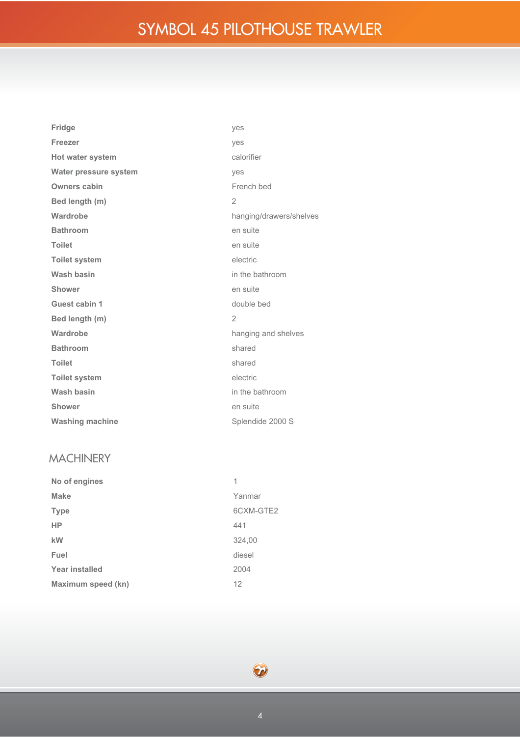| | |
|---|---|
| **Fridge** | yes |
| **Freezer** | yes |
| **Hot water system** | calorifier |
| **Water pressure system** | yes |
| **Owners cabin** | French bed |
| **Bed length (m)** | 2 |
| **Wardrobe** | hanging/drawers/shelves |
| **Bathroom** | en suite |
| **Toilet** | en suite |
| **Toilet system** | electric |
| **Wash basin** | in the bathroom |
| **Shower** | en suite |
| **Guest cabin 1** | double bed |
| **Bed length (m)** | 2 |
| **Wardrobe** | hanging and shelves |
| **Bathroom** | shared |
| **Toilet** | shared |
| **Toilet system** | electric |
| **Wash basin** | in the bathroom |
| **Shower** | en suite |
| **Washing machine** | Splendide 2000 S |

## MACHINERY

| | |
|---|---|
| **No of engines** | 1 |
| **Make** | Yanmar |
| **Type** | 6CXM-GTE2 |
| **HP** | 441 |
| **kW** | 324,00 |
| **Fuel** | diesel |
| **Year installed** | 2004 |
| **Maximum speed (kn)** | 12 |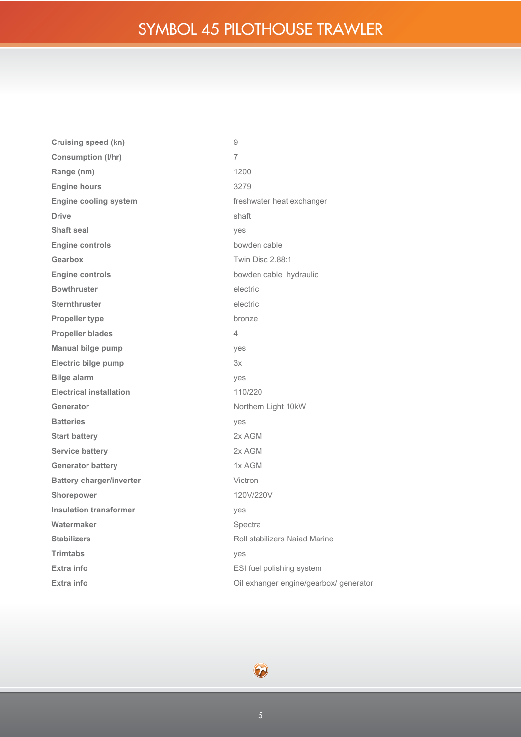# SYMBOL 45 PILOTHOUSE TRAWLER

| | |
|---|---|
| **Cruising speed (kn)** | 9 |
| **Consumption (l/hr)** | 7 |
| **Range (nm)** | 1200 |
| **Engine hours** | 3279 |
| **Engine cooling system** | freshwater heat exchanger |
| **Drive** | shaft |
| **Shaft seal** | yes |
| **Engine controls** | bowden cable |
| **Gearbox** | Twin Disc 2.88:1 |
| **Engine controls** | bowden cable  hydraulic |
| **Bowthruster** | electric |
| **Sternthruster** | electric |
| **Propeller type** | bronze |
| **Propeller blades** | 4 |
| **Manual bilge pump** | yes |
| **Electric bilge pump** | 3x |
| **Bilge alarm** | yes |
| **Electrical installation** | 110/220 |
| **Generator** | Northern Light 10kW |
| **Batteries** | yes |
| **Start battery** | 2x AGM |
| **Service battery** | 2x AGM |
| **Generator battery** | 1x AGM |
| **Battery charger/inverter** | Victron |
| **Shorepower** | 120V/220V |
| **Insulation transformer** | yes |
| **Watermaker** | Spectra |
| **Stabilizers** | Roll stabilizers Naiad Marine |
| **Trimtabs** | yes |
| **Extra info** | ESI fuel polishing system |
| **Extra info** | Oil exhanger engine/gearbox/ generator |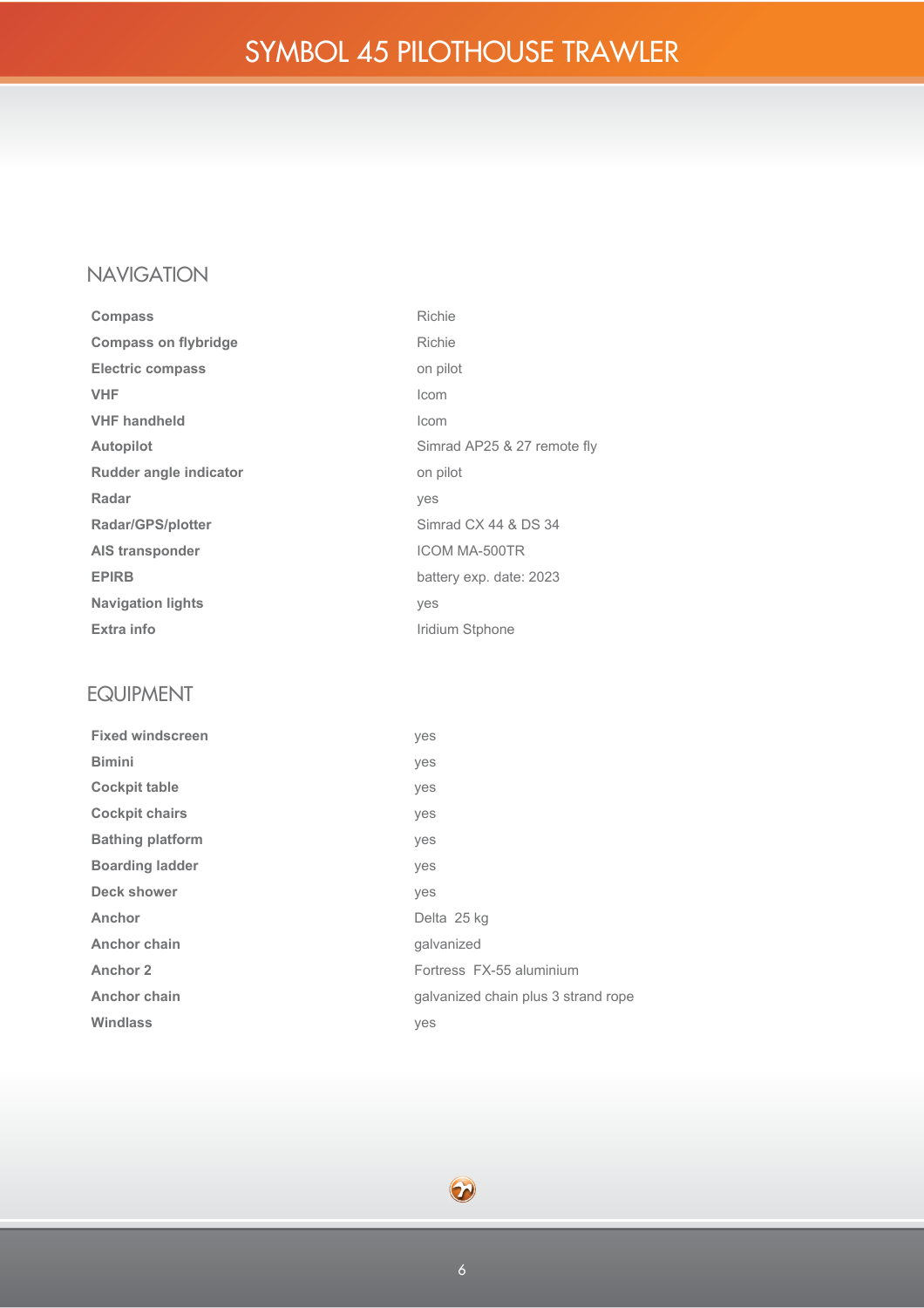## NAVIGATION

| | |
|---|---|
| **Compass** | Richie |
| **Compass on flybridge** | Richie |
| **Electric compass** | on pilot |
| **VHF** | Icom |
| **VHF handheld** | Icom |
| **Autopilot** | Simrad AP25 & 27 remote fly |
| **Rudder angle indicator** | on pilot |
| **Radar** | yes |
| **Radar/GPS/plotter** | Simrad CX 44 & DS 34 |
| **AIS transponder** | ICOM MA-500TR |
| **EPIRB** | battery exp. date: 2023 |
| **Navigation lights** | yes |
| **Extra info** | Iridium Stphone |

## EQUIPMENT

| | |
|---|---|
| **Fixed windscreen** | yes |
| **Bimini** | yes |
| **Cockpit table** | yes |
| **Cockpit chairs** | yes |
| **Bathing platform** | yes |
| **Boarding ladder** | yes |
| **Deck shower** | yes |
| **Anchor** | Delta 25 kg |
| **Anchor chain** | galvanized |
| **Anchor 2** | Fortress FX-55 aluminium |
| **Anchor chain** | galvanized chain plus 3 strand rope |
| **Windlass** | yes |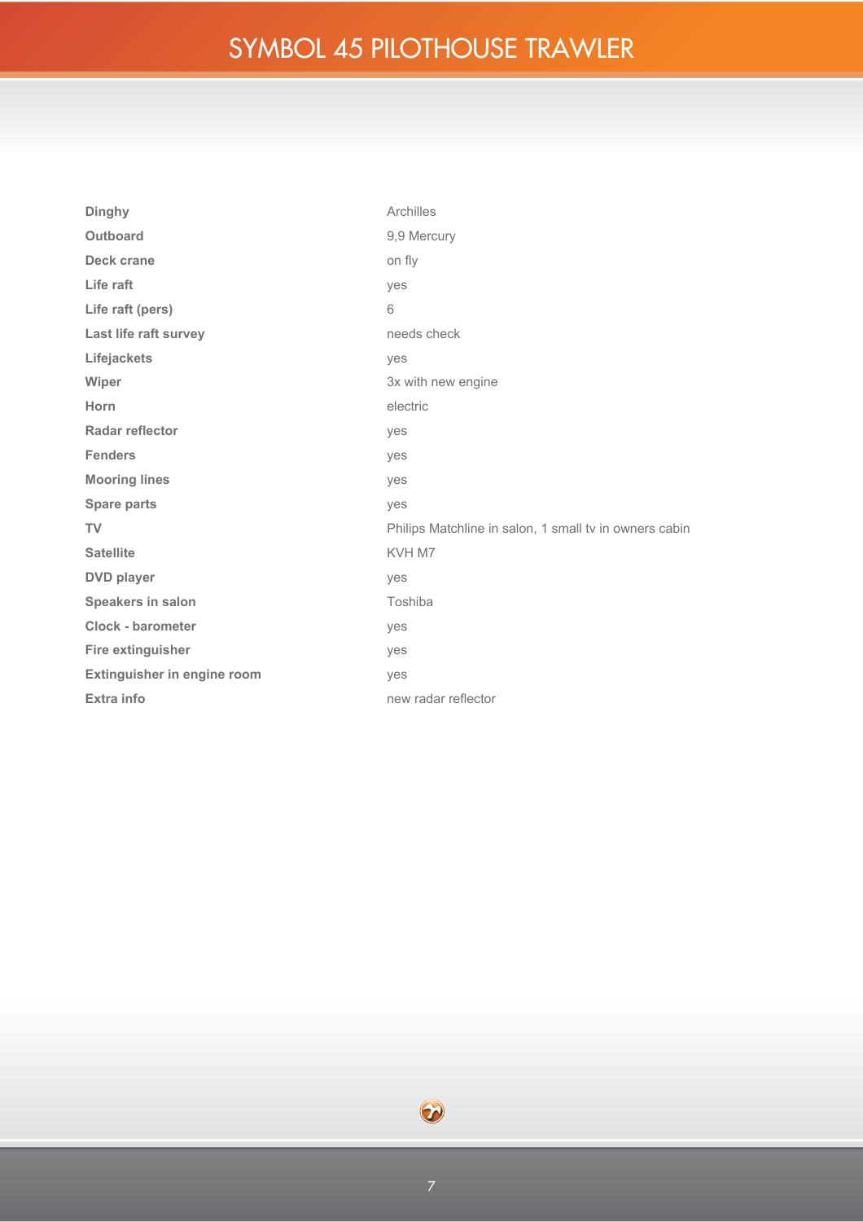# SYMBOL 45 PILOTHOUSE TRAWLER

| | |
|---|---|
| **Dinghy** | Archilles |
| **Outboard** | 9,9 Mercury |
| **Deck crane** | on fly |
| **Life raft** | yes |
| **Life raft (pers)** | 6 |
| **Last life raft survey** | needs check |
| **Lifejackets** | yes |
| **Wiper** | 3x with new engine |
| **Horn** | electric |
| **Radar reflector** | yes |
| **Fenders** | yes |
| **Mooring lines** | yes |
| **Spare parts** | yes |
| **TV** | Philips Matchline in salon, 1 small tv in owners cabin |
| **Satellite** | KVH M7 |
| **DVD player** | yes |
| **Speakers in salon** | Toshiba |
| **Clock - barometer** | yes |
| **Fire extinguisher** | yes |
| **Extinguisher in engine room** | yes |
| **Extra info** | new radar reflector |